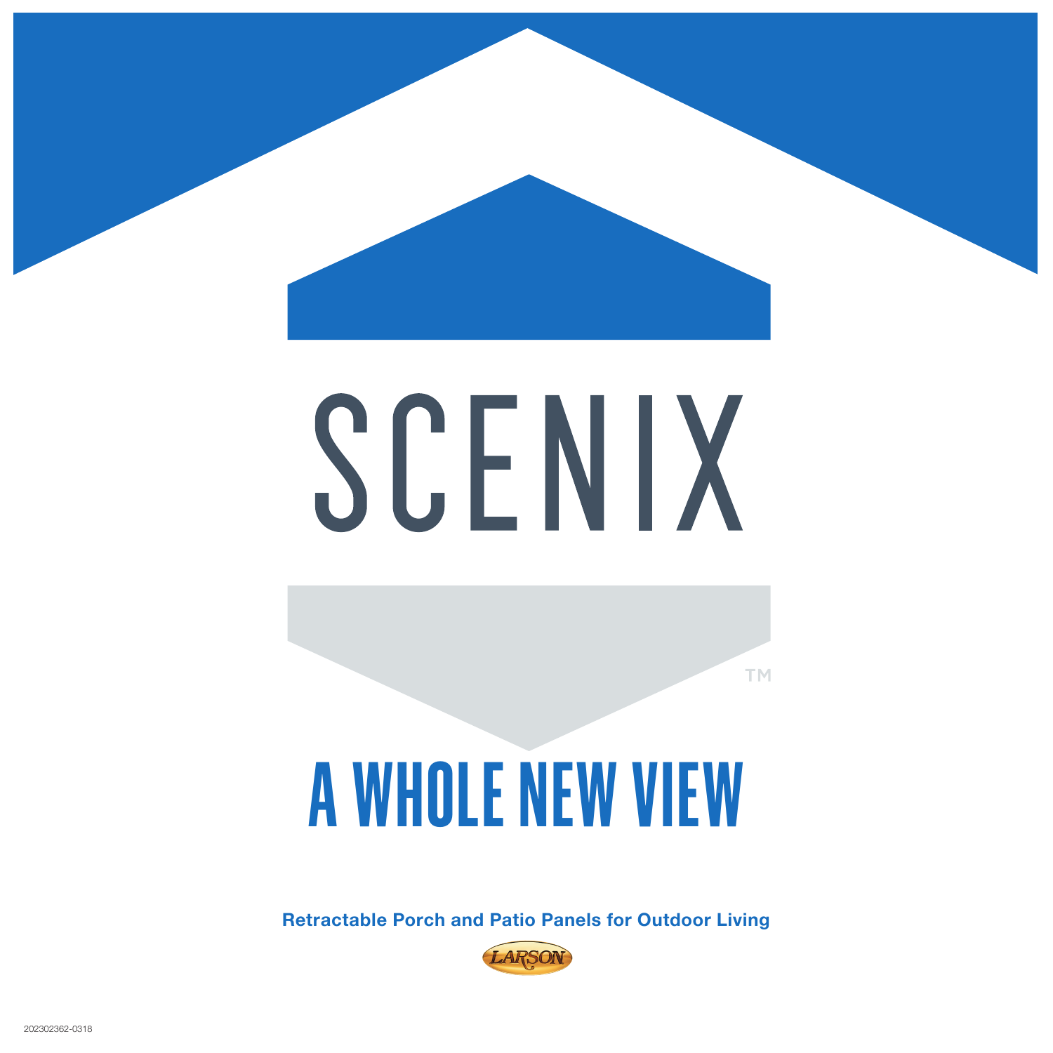# SCENIX™

## A WHOLE NEW VIEW

**Retractable Porch and Patio Panels for Outdoor Living**

LARSON

202302362-0318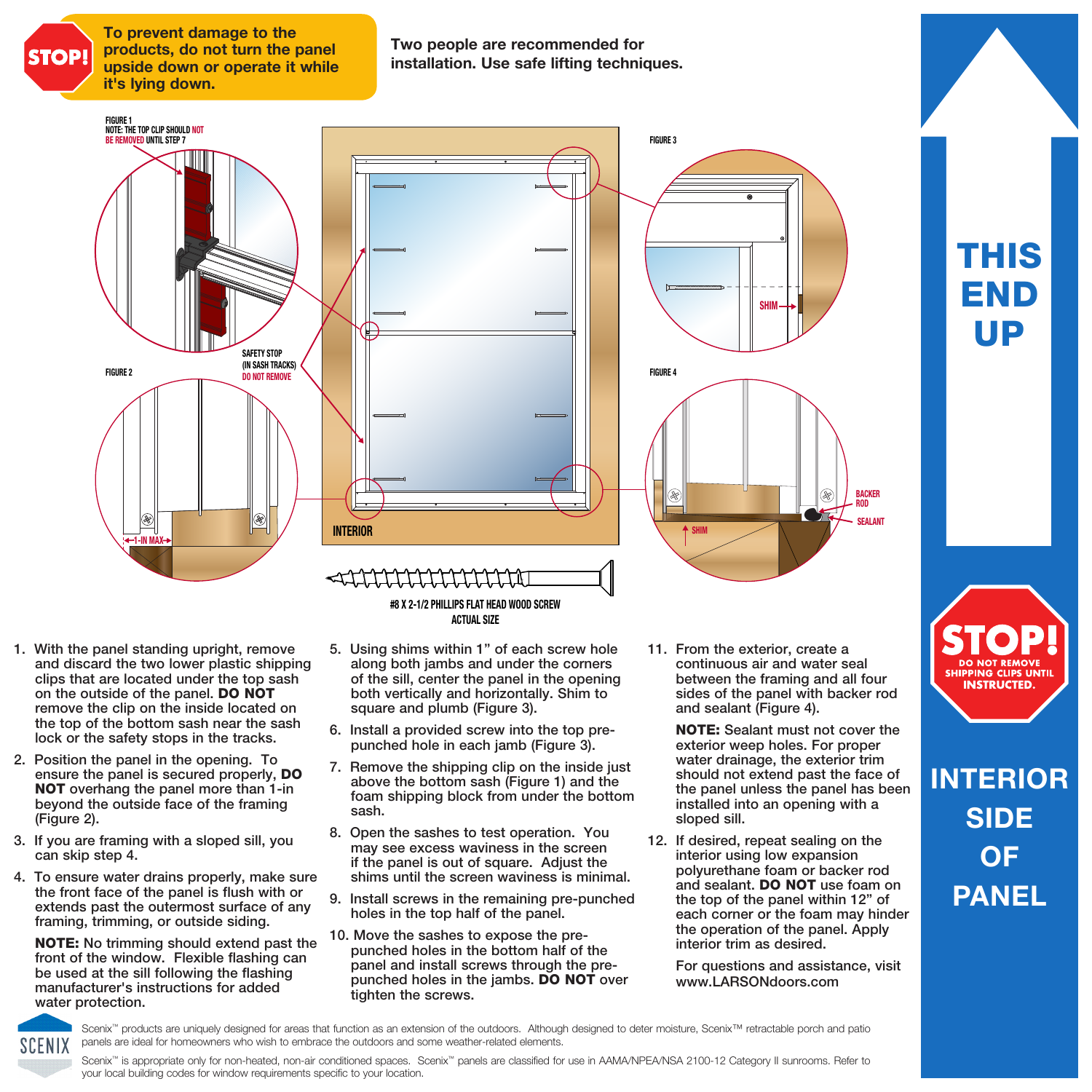**STOP!** To prevent damage to the products, do not turn the panel upside down or operate it while it's lying down.

**Two people are recommended for installation. Use safe lifting techniques.**

FIGURE 1
NOTE: THE TOP CLIP SHOULD NOT BE REMOVED UNTIL STEP 7

FIGURE 2

1-IN MAX

SAFETY STOP (IN SASH TRACKS) DO NOT REMOVE

INTERIOR

FIGURE 3

SHIM

FIGURE 4

BACKER ROD

SEALANT

SHIM

#8 X 2-1/2 PHILLIPS FLAT HEAD WOOD SCREW
ACTUAL SIZE

1. With the panel standing upright, remove and discard the two lower plastic shipping clips that are located under the top sash on the outside of the panel. **DO NOT** remove the clip on the inside located on the top of the bottom sash near the sash lock or the safety stops in the tracks.
2. Position the panel in the opening. To ensure the panel is secured properly, **DO NOT** overhang the panel more than 1-in beyond the outside face of the framing (Figure 2).
3. If you are framing with a sloped sill, you can skip step 4.
4. To ensure water drains properly, make sure the front face of the panel is flush with or extends past the outermost surface of any framing, trimming, or outside siding.

   **NOTE:** No trimming should extend past the front of the window. Flexible flashing can be used at the sill following the flashing manufacturer's instructions for added water protection.
5. Using shims within 1" of each screw hole along both jambs and under the corners of the sill, center the panel in the opening both vertically and horizontally. Shim to square and plumb (Figure 3).
6. Install a provided screw into the top pre-punched hole in each jamb (Figure 3).
7. Remove the shipping clip on the inside just above the bottom sash (Figure 1) and the foam shipping block from under the bottom sash.
8. Open the sashes to test operation. You may see excess waviness in the screen if the panel is out of square. Adjust the shims until the screen waviness is minimal.
9. Install screws in the remaining pre-punched holes in the top half of the panel.
10. Move the sashes to expose the pre-punched holes in the bottom half of the panel and install screws through the pre-punched holes in the jambs. **DO NOT** over tighten the screws.
11. From the exterior, create a continuous air and water seal between the framing and all four sides of the panel with backer rod and sealant (Figure 4).

    **NOTE:** Sealant must not cover the exterior weep holes. For proper water drainage, the exterior trim should not extend past the face of the panel unless the panel has been installed into an opening with a sloped sill.
12. If desired, repeat sealing on the interior using low expansion polyurethane foam or backer rod and sealant. **DO NOT** use foam on the top of the panel within 12" of each corner or the foam may hinder the operation of the panel. Apply interior trim as desired.

    For questions and assistance, visit www.LARSONdoors.com

**THIS END UP**

**STOP!** DO NOT REMOVE SHIPPING CLIPS UNTIL INSTRUCTED.

**INTERIOR SIDE OF PANEL**

SCENIX

Scenix™ products are uniquely designed for areas that function as an extension of the outdoors. Although designed to deter moisture, Scenix™ retractable porch and patio panels are ideal for homeowners who wish to embrace the outdoors and some weather-related elements.

Scenix™ is appropriate only for non-heated, non-air conditioned spaces. Scenix™ panels are classified for use in AAMA/NPEA/NSA 2100-12 Category II sunrooms. Refer to your local building codes for window requirements specific to your location.